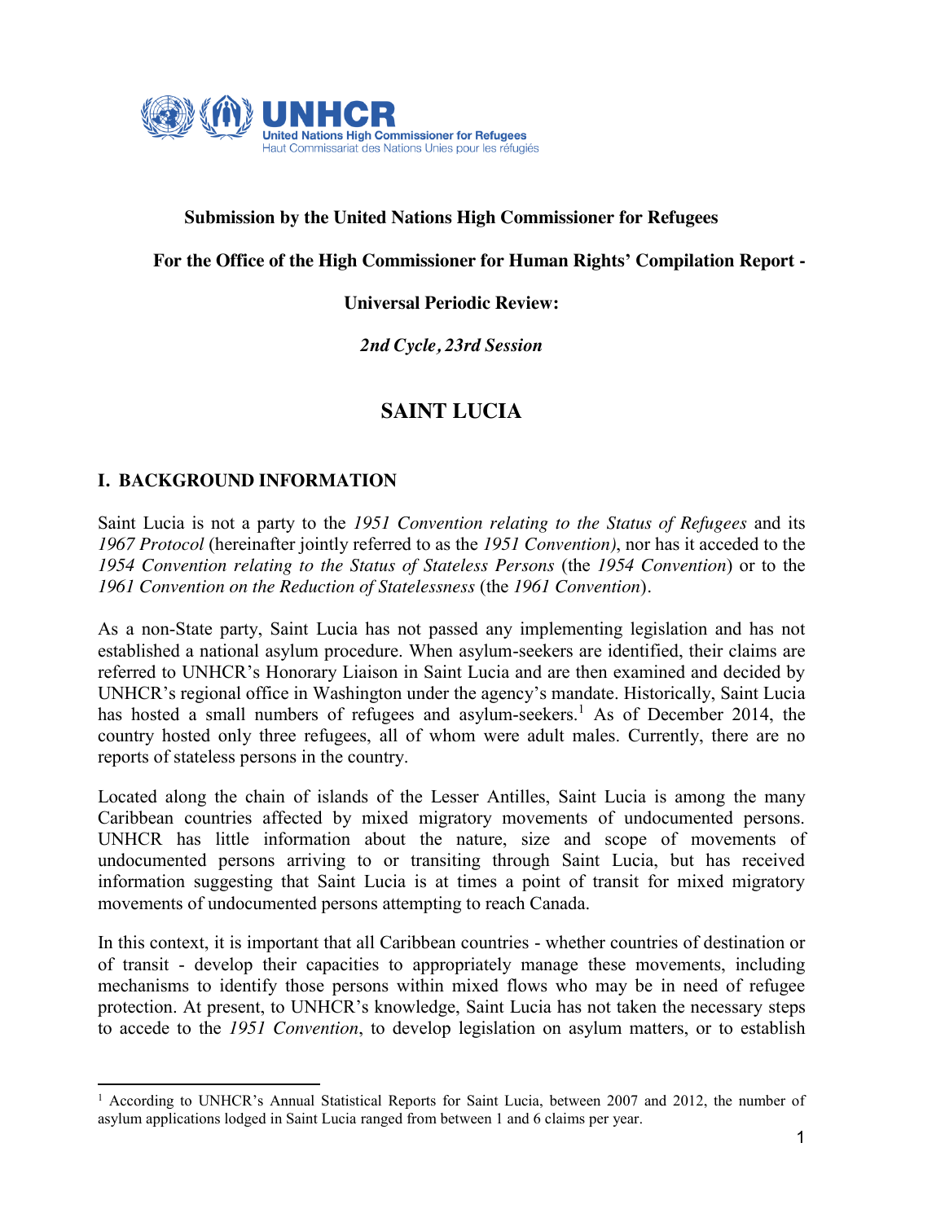**Submission by the United Nations High Commissioner for Refugees**

**For the Office of the High Commissioner for Human Rights' Compilation Report -**

**Universal Periodic Review:**

***2nd Cycle, 23rd Session***

# SAINT LUCIA

## I. BACKGROUND INFORMATION

Saint Lucia is not a party to the *1951 Convention relating to the Status of Refugees* and its *1967 Protocol* (hereinafter jointly referred to as the *1951 Convention)*, nor has it acceded to the *1954 Convention relating to the Status of Stateless Persons* (the *1954 Convention*) or to the *1961 Convention on the Reduction of Statelessness* (the *1961 Convention*).

As a non-State party, Saint Lucia has not passed any implementing legislation and has not established a national asylum procedure. When asylum-seekers are identified, their claims are referred to UNHCR's Honorary Liaison in Saint Lucia and are then examined and decided by UNHCR's regional office in Washington under the agency's mandate. Historically, Saint Lucia has hosted a small numbers of refugees and asylum-seekers.[1] As of December 2014, the country hosted only three refugees, all of whom were adult males. Currently, there are no reports of stateless persons in the country.

Located along the chain of islands of the Lesser Antilles, Saint Lucia is among the many Caribbean countries affected by mixed migratory movements of undocumented persons. UNHCR has little information about the nature, size and scope of movements of undocumented persons arriving to or transiting through Saint Lucia, but has received information suggesting that Saint Lucia is at times a point of transit for mixed migratory movements of undocumented persons attempting to reach Canada.

In this context, it is important that all Caribbean countries - whether countries of destination or of transit - develop their capacities to appropriately manage these movements, including mechanisms to identify those persons within mixed flows who may be in need of refugee protection. At present, to UNHCR's knowledge, Saint Lucia has not taken the necessary steps to accede to the *1951 Convention*, to develop legislation on asylum matters, or to establish

[1] According to UNHCR's Annual Statistical Reports for Saint Lucia, between 2007 and 2012, the number of asylum applications lodged in Saint Lucia ranged from between 1 and 6 claims per year.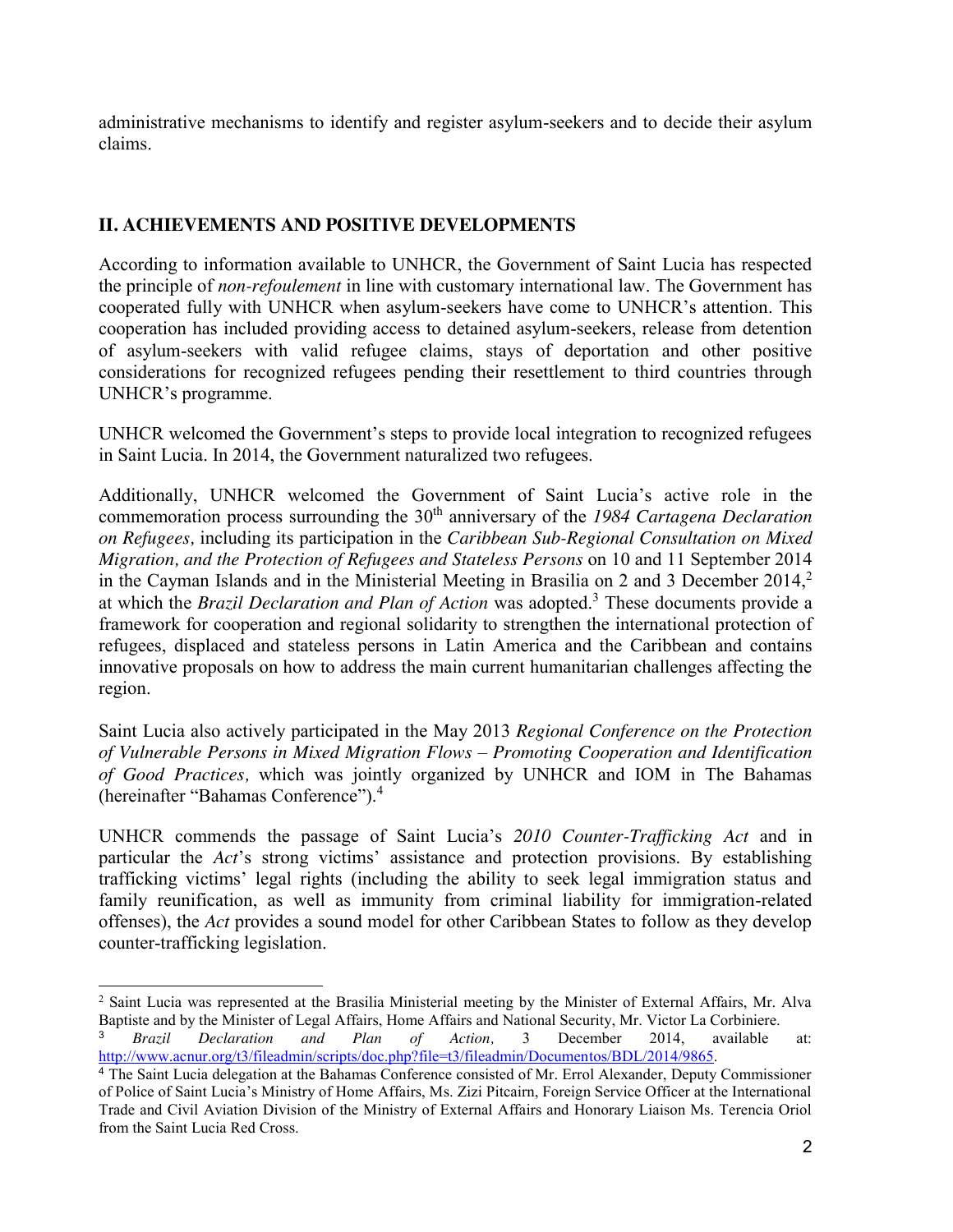administrative mechanisms to identify and register asylum-seekers and to decide their asylum claims.

## II. ACHIEVEMENTS AND POSITIVE DEVELOPMENTS

According to information available to UNHCR, the Government of Saint Lucia has respected the principle of *non-refoulement* in line with customary international law. The Government has cooperated fully with UNHCR when asylum-seekers have come to UNHCR's attention. This cooperation has included providing access to detained asylum-seekers, release from detention of asylum-seekers with valid refugee claims, stays of deportation and other positive considerations for recognized refugees pending their resettlement to third countries through UNHCR's programme.

UNHCR welcomed the Government's steps to provide local integration to recognized refugees in Saint Lucia. In 2014, the Government naturalized two refugees.

Additionally, UNHCR welcomed the Government of Saint Lucia's active role in the commemoration process surrounding the 30th anniversary of the *1984 Cartagena Declaration on Refugees,* including its participation in the *Caribbean Sub-Regional Consultation on Mixed Migration, and the Protection of Refugees and Stateless Persons* on 10 and 11 September 2014 in the Cayman Islands and in the Ministerial Meeting in Brasilia on 2 and 3 December 2014,[2] at which the *Brazil Declaration and Plan of Action* was adopted.[3] These documents provide a framework for cooperation and regional solidarity to strengthen the international protection of refugees, displaced and stateless persons in Latin America and the Caribbean and contains innovative proposals on how to address the main current humanitarian challenges affecting the region.

Saint Lucia also actively participated in the May 2013 *Regional Conference on the Protection of Vulnerable Persons in Mixed Migration Flows – Promoting Cooperation and Identification of Good Practices,* which was jointly organized by UNHCR and IOM in The Bahamas (hereinafter "Bahamas Conference").[4]

UNHCR commends the passage of Saint Lucia's *2010 Counter-Trafficking Act* and in particular the *Act*'s strong victims' assistance and protection provisions. By establishing trafficking victims' legal rights (including the ability to seek legal immigration status and family reunification, as well as immunity from criminal liability for immigration-related offenses), the *Act* provides a sound model for other Caribbean States to follow as they develop counter-trafficking legislation.

---

[2] Saint Lucia was represented at the Brasilia Ministerial meeting by the Minister of External Affairs, Mr. Alva Baptiste and by the Minister of Legal Affairs, Home Affairs and National Security, Mr. Victor La Corbiniere.

[3] *Brazil Declaration and Plan of Action,* 3 December 2014, available at: http://www.acnur.org/t3/fileadmin/scripts/doc.php?file=t3/fileadmin/Documentos/BDL/2014/9865.

[4] The Saint Lucia delegation at the Bahamas Conference consisted of Mr. Errol Alexander, Deputy Commissioner of Police of Saint Lucia's Ministry of Home Affairs, Ms. Zizi Pitcairn, Foreign Service Officer at the International Trade and Civil Aviation Division of the Ministry of External Affairs and Honorary Liaison Ms. Terencia Oriol from the Saint Lucia Red Cross.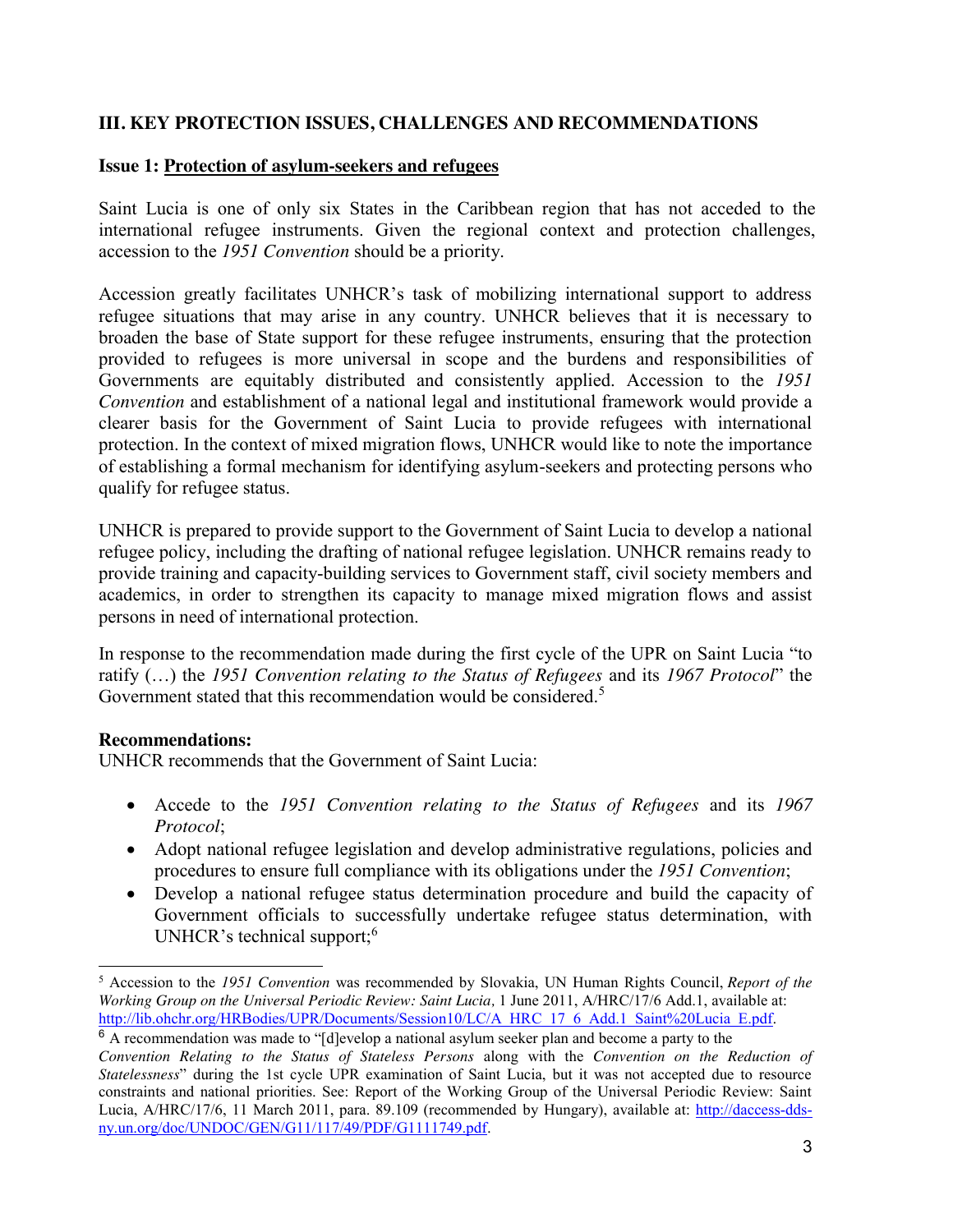## III. KEY PROTECTION ISSUES, CHALLENGES AND RECOMMENDATIONS

**Issue 1: Protection of asylum-seekers and refugees**

Saint Lucia is one of only six States in the Caribbean region that has not acceded to the international refugee instruments. Given the regional context and protection challenges, accession to the *1951 Convention* should be a priority.

Accession greatly facilitates UNHCR's task of mobilizing international support to address refugee situations that may arise in any country. UNHCR believes that it is necessary to broaden the base of State support for these refugee instruments, ensuring that the protection provided to refugees is more universal in scope and the burdens and responsibilities of Governments are equitably distributed and consistently applied. Accession to the *1951 Convention* and establishment of a national legal and institutional framework would provide a clearer basis for the Government of Saint Lucia to provide refugees with international protection. In the context of mixed migration flows, UNHCR would like to note the importance of establishing a formal mechanism for identifying asylum-seekers and protecting persons who qualify for refugee status.

UNHCR is prepared to provide support to the Government of Saint Lucia to develop a national refugee policy, including the drafting of national refugee legislation. UNHCR remains ready to provide training and capacity-building services to Government staff, civil society members and academics, in order to strengthen its capacity to manage mixed migration flows and assist persons in need of international protection.

In response to the recommendation made during the first cycle of the UPR on Saint Lucia "to ratify (…) the *1951 Convention relating to the Status of Refugees* and its *1967 Protocol*" the Government stated that this recommendation would be considered.[5]

**Recommendations:**
UNHCR recommends that the Government of Saint Lucia:

- Accede to the *1951 Convention relating to the Status of Refugees* and its *1967 Protocol*;
- Adopt national refugee legislation and develop administrative regulations, policies and procedures to ensure full compliance with its obligations under the *1951 Convention*;
- Develop a national refugee status determination procedure and build the capacity of Government officials to successfully undertake refugee status determination, with UNHCR's technical support;[6]

---

[5] Accession to the *1951 Convention* was recommended by Slovakia, UN Human Rights Council, *Report of the Working Group on the Universal Periodic Review: Saint Lucia*, 1 June 2011, A/HRC/17/6 Add.1, available at: http://lib.ohchr.org/HRBodies/UPR/Documents/Session10/LC/A_HRC_17_6_Add.1_Saint%20Lucia_E.pdf.

[6] A recommendation was made to "[d]evelop a national asylum seeker plan and become a party to the *Convention Relating to the Status of Stateless Persons* along with the *Convention on the Reduction of Statelessness*" during the 1st cycle UPR examination of Saint Lucia, but it was not accepted due to resource constraints and national priorities. See: Report of the Working Group of the Universal Periodic Review: Saint Lucia, A/HRC/17/6, 11 March 2011, para. 89.109 (recommended by Hungary), available at: http://daccess-dds-ny.un.org/doc/UNDOC/GEN/G11/117/49/PDF/G1111749.pdf.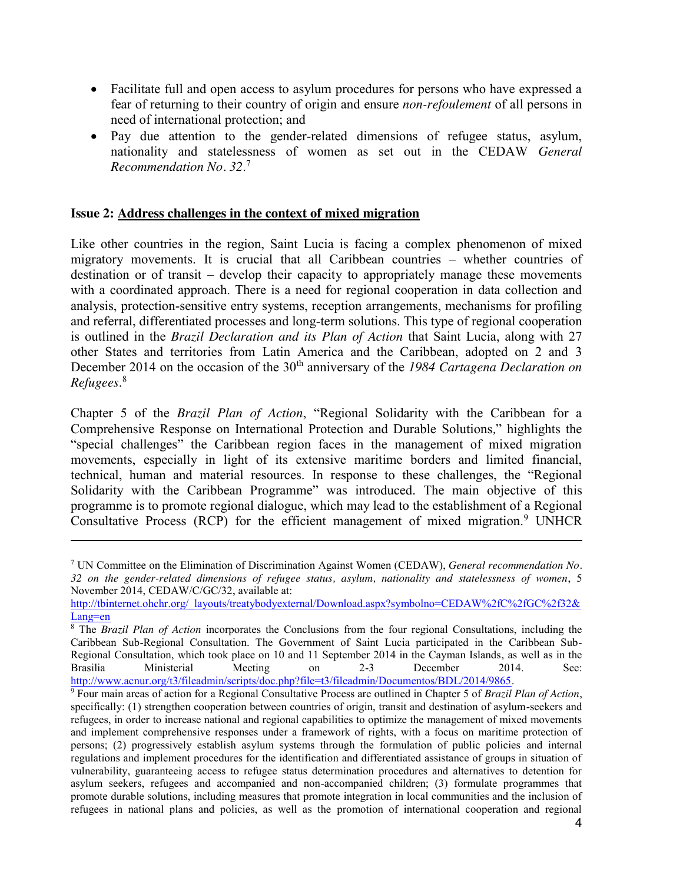- Facilitate full and open access to asylum procedures for persons who have expressed a fear of returning to their country of origin and ensure *non-refoulement* of all persons in need of international protection; and
- Pay due attention to the gender-related dimensions of refugee status, asylum, nationality and statelessness of women as set out in the CEDAW *General Recommendation No. 32*.[7]

**Issue 2: Address challenges in the context of mixed migration**

Like other countries in the region, Saint Lucia is facing a complex phenomenon of mixed migratory movements. It is crucial that all Caribbean countries – whether countries of destination or of transit – develop their capacity to appropriately manage these movements with a coordinated approach. There is a need for regional cooperation in data collection and analysis, protection-sensitive entry systems, reception arrangements, mechanisms for profiling and referral, differentiated processes and long-term solutions. This type of regional cooperation is outlined in the *Brazil Declaration and its Plan of Action* that Saint Lucia, along with 27 other States and territories from Latin America and the Caribbean, adopted on 2 and 3 December 2014 on the occasion of the 30th anniversary of the *1984 Cartagena Declaration on Refugees*.[8]

Chapter 5 of the *Brazil Plan of Action*, "Regional Solidarity with the Caribbean for a Comprehensive Response on International Protection and Durable Solutions," highlights the "special challenges" the Caribbean region faces in the management of mixed migration movements, especially in light of its extensive maritime borders and limited financial, technical, human and material resources. In response to these challenges, the "Regional Solidarity with the Caribbean Programme" was introduced. The main objective of this programme is to promote regional dialogue, which may lead to the establishment of a Regional Consultative Process (RCP) for the efficient management of mixed migration.[9] UNHCR

---

[7] UN Committee on the Elimination of Discrimination Against Women (CEDAW), *General recommendation No. 32 on the gender-related dimensions of refugee status, asylum, nationality and statelessness of women*, 5 November 2014, CEDAW/C/GC/32, available at: http://tbinternet.ohchr.org/_layouts/treatybodyexternal/Download.aspx?symbolno=CEDAW%2fC%2fGC%2f32&Lang=en

[8] The *Brazil Plan of Action* incorporates the Conclusions from the four regional Consultations, including the Caribbean Sub-Regional Consultation. The Government of Saint Lucia participated in the Caribbean Sub-Regional Consultation, which took place on 10 and 11 September 2014 in the Cayman Islands, as well as in the Brasilia Ministerial Meeting on 2-3 December 2014. See: http://www.acnur.org/t3/fileadmin/scripts/doc.php?file=t3/fileadmin/Documentos/BDL/2014/9865.

[9] Four main areas of action for a Regional Consultative Process are outlined in Chapter 5 of *Brazil Plan of Action*, specifically: (1) strengthen cooperation between countries of origin, transit and destination of asylum-seekers and refugees, in order to increase national and regional capabilities to optimize the management of mixed movements and implement comprehensive responses under a framework of rights, with a focus on maritime protection of persons; (2) progressively establish asylum systems through the formulation of public policies and internal regulations and implement procedures for the identification and differentiated assistance of groups in situation of vulnerability, guaranteeing access to refugee status determination procedures and alternatives to detention for asylum seekers, refugees and accompanied and non-accompanied children; (3) formulate programmes that promote durable solutions, including measures that promote integration in local communities and the inclusion of refugees in national plans and policies, as well as the promotion of international cooperation and regional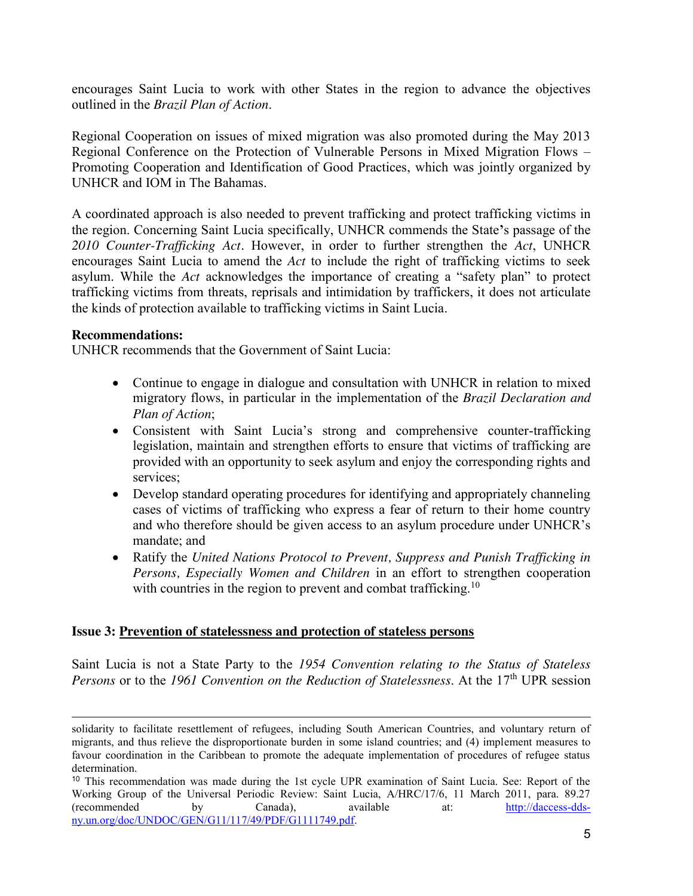encourages Saint Lucia to work with other States in the region to advance the objectives outlined in the *Brazil Plan of Action*.

Regional Cooperation on issues of mixed migration was also promoted during the May 2013 Regional Conference on the Protection of Vulnerable Persons in Mixed Migration Flows – Promoting Cooperation and Identification of Good Practices, which was jointly organized by UNHCR and IOM in The Bahamas.

A coordinated approach is also needed to prevent trafficking and protect trafficking victims in the region. Concerning Saint Lucia specifically, UNHCR commends the State's passage of the *2010 Counter-Trafficking Act*. However, in order to further strengthen the *Act*, UNHCR encourages Saint Lucia to amend the *Act* to include the right of trafficking victims to seek asylum. While the *Act* acknowledges the importance of creating a "safety plan" to protect trafficking victims from threats, reprisals and intimidation by traffickers, it does not articulate the kinds of protection available to trafficking victims in Saint Lucia.

**Recommendations:**
UNHCR recommends that the Government of Saint Lucia:

- Continue to engage in dialogue and consultation with UNHCR in relation to mixed migratory flows, in particular in the implementation of the *Brazil Declaration and Plan of Action*;
- Consistent with Saint Lucia's strong and comprehensive counter-trafficking legislation, maintain and strengthen efforts to ensure that victims of trafficking are provided with an opportunity to seek asylum and enjoy the corresponding rights and services;
- Develop standard operating procedures for identifying and appropriately channeling cases of victims of trafficking who express a fear of return to their home country and who therefore should be given access to an asylum procedure under UNHCR's mandate; and
- Ratify the *United Nations Protocol to Prevent, Suppress and Punish Trafficking in Persons, Especially Women and Children* in an effort to strengthen cooperation with countries in the region to prevent and combat trafficking.[10]

## Issue 3: Prevention of statelessness and protection of stateless persons

Saint Lucia is not a State Party to the *1954 Convention relating to the Status of Stateless Persons* or to the *1961 Convention on the Reduction of Statelessness*. At the 17th UPR session

---

solidarity to facilitate resettlement of refugees, including South American Countries, and voluntary return of migrants, and thus relieve the disproportionate burden in some island countries; and (4) implement measures to favour coordination in the Caribbean to promote the adequate implementation of procedures of refugee status determination.

[10] This recommendation was made during the 1st cycle UPR examination of Saint Lucia. See: Report of the Working Group of the Universal Periodic Review: Saint Lucia, A/HRC/17/6, 11 March 2011, para. 89.27 (recommended by Canada), available at: http://daccess-dds-ny.un.org/doc/UNDOC/GEN/G11/117/49/PDF/G1111749.pdf.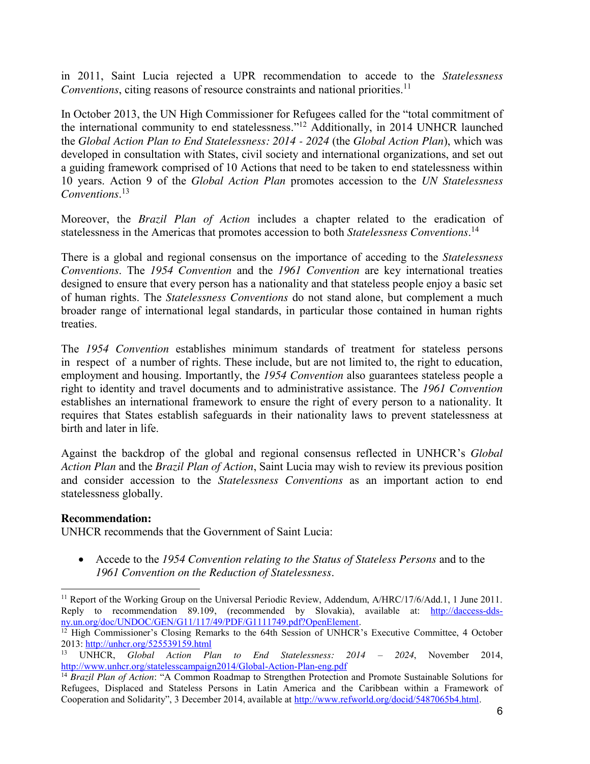in 2011, Saint Lucia rejected a UPR recommendation to accede to the *Statelessness Conventions*, citing reasons of resource constraints and national priorities.[11]

In October 2013, the UN High Commissioner for Refugees called for the "total commitment of the international community to end statelessness."[12] Additionally, in 2014 UNHCR launched the *Global Action Plan to End Statelessness: 2014 - 2024* (the *Global Action Plan*), which was developed in consultation with States, civil society and international organizations, and set out a guiding framework comprised of 10 Actions that need to be taken to end statelessness within 10 years. Action 9 of the *Global Action Plan* promotes accession to the *UN Statelessness Conventions*.[13]

Moreover, the *Brazil Plan of Action* includes a chapter related to the eradication of statelessness in the Americas that promotes accession to both *Statelessness Conventions*.[14]

There is a global and regional consensus on the importance of acceding to the *Statelessness Conventions*. The *1954 Convention* and the *1961 Convention* are key international treaties designed to ensure that every person has a nationality and that stateless people enjoy a basic set of human rights. The *Statelessness Conventions* do not stand alone, but complement a much broader range of international legal standards, in particular those contained in human rights treaties.

The *1954 Convention* establishes minimum standards of treatment for stateless persons in respect of a number of rights. These include, but are not limited to, the right to education, employment and housing. Importantly, the *1954 Convention* also guarantees stateless people a right to identity and travel documents and to administrative assistance. The *1961 Convention* establishes an international framework to ensure the right of every person to a nationality. It requires that States establish safeguards in their nationality laws to prevent statelessness at birth and later in life.

Against the backdrop of the global and regional consensus reflected in UNHCR's *Global Action Plan* and the *Brazil Plan of Action*, Saint Lucia may wish to review its previous position and consider accession to the *Statelessness Conventions* as an important action to end statelessness globally.

**Recommendation:**
UNHCR recommends that the Government of Saint Lucia:

- Accede to the *1954 Convention relating to the Status of Stateless Persons* and to the *1961 Convention on the Reduction of Statelessness*.

---

[11] Report of the Working Group on the Universal Periodic Review, Addendum, A/HRC/17/6/Add.1, 1 June 2011. Reply to recommendation 89.109, (recommended by Slovakia), available at: http://daccess-dds-ny.un.org/doc/UNDOC/GEN/G11/117/49/PDF/G1111749.pdf?OpenElement.

[12] High Commissioner's Closing Remarks to the 64th Session of UNHCR's Executive Committee, 4 October 2013: http://unhcr.org/525539159.html

[13] UNHCR, *Global Action Plan to End Statelessness: 2014 – 2024*, November 2014, http://www.unhcr.org/statelesscampaign2014/Global-Action-Plan-eng.pdf

[14] *Brazil Plan of Action*: "A Common Roadmap to Strengthen Protection and Promote Sustainable Solutions for Refugees, Displaced and Stateless Persons in Latin America and the Caribbean within a Framework of Cooperation and Solidarity", 3 December 2014, available at http://www.refworld.org/docid/5487065b4.html.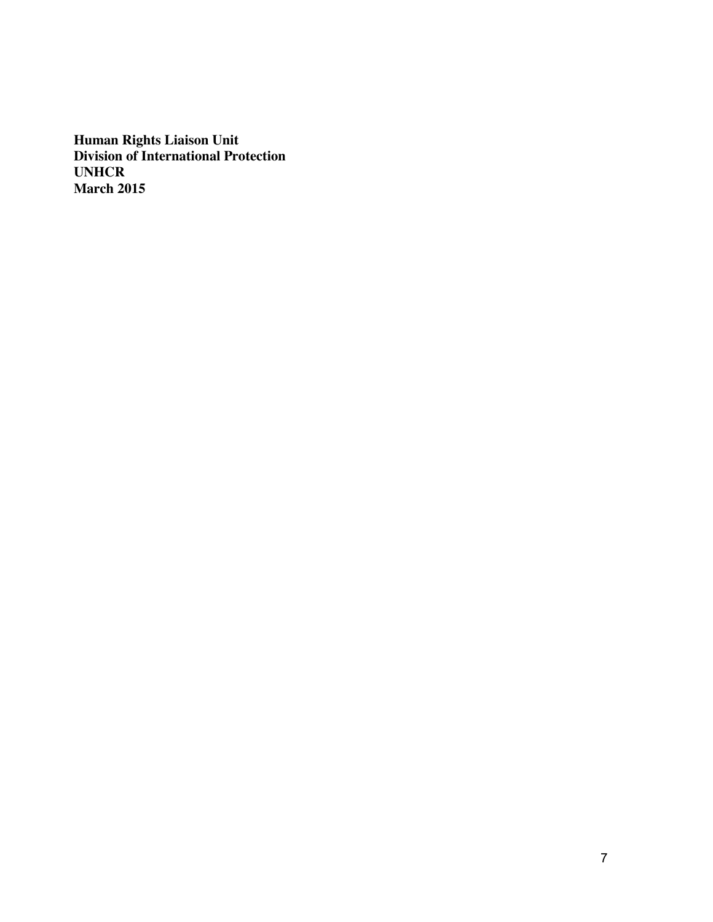**Human Rights Liaison Unit**
**Division of International Protection**
**UNHCR**
**March 2015**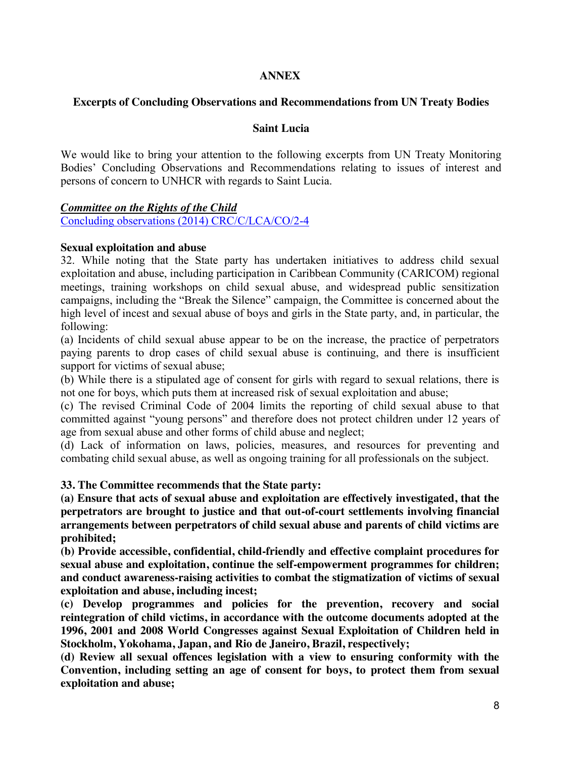**ANNEX**

**Excerpts of Concluding Observations and Recommendations from UN Treaty Bodies**

**Saint Lucia**

We would like to bring your attention to the following excerpts from UN Treaty Monitoring Bodies' Concluding Observations and Recommendations relating to issues of interest and persons of concern to UNHCR with regards to Saint Lucia.

***Committee on the Rights of the Child***

Concluding observations (2014) CRC/C/LCA/CO/2-4

**Sexual exploitation and abuse**

32. While noting that the State party has undertaken initiatives to address child sexual exploitation and abuse, including participation in Caribbean Community (CARICOM) regional meetings, training workshops on child sexual abuse, and widespread public sensitization campaigns, including the "Break the Silence" campaign, the Committee is concerned about the high level of incest and sexual abuse of boys and girls in the State party, and, in particular, the following:

(a) Incidents of child sexual abuse appear to be on the increase, the practice of perpetrators paying parents to drop cases of child sexual abuse is continuing, and there is insufficient support for victims of sexual abuse;

(b) While there is a stipulated age of consent for girls with regard to sexual relations, there is not one for boys, which puts them at increased risk of sexual exploitation and abuse;

(c) The revised Criminal Code of 2004 limits the reporting of child sexual abuse to that committed against "young persons" and therefore does not protect children under 12 years of age from sexual abuse and other forms of child abuse and neglect;

(d) Lack of information on laws, policies, measures, and resources for preventing and combating child sexual abuse, as well as ongoing training for all professionals on the subject.

**33. The Committee recommends that the State party:**

**(a) Ensure that acts of sexual abuse and exploitation are effectively investigated, that the perpetrators are brought to justice and that out-of-court settlements involving financial arrangements between perpetrators of child sexual abuse and parents of child victims are prohibited;**

**(b) Provide accessible, confidential, child-friendly and effective complaint procedures for sexual abuse and exploitation, continue the self-empowerment programmes for children; and conduct awareness-raising activities to combat the stigmatization of victims of sexual exploitation and abuse, including incest;**

**(c) Develop programmes and policies for the prevention, recovery and social reintegration of child victims, in accordance with the outcome documents adopted at the 1996, 2001 and 2008 World Congresses against Sexual Exploitation of Children held in Stockholm, Yokohama, Japan, and Rio de Janeiro, Brazil, respectively;**

**(d) Review all sexual offences legislation with a view to ensuring conformity with the Convention, including setting an age of consent for boys, to protect them from sexual exploitation and abuse;**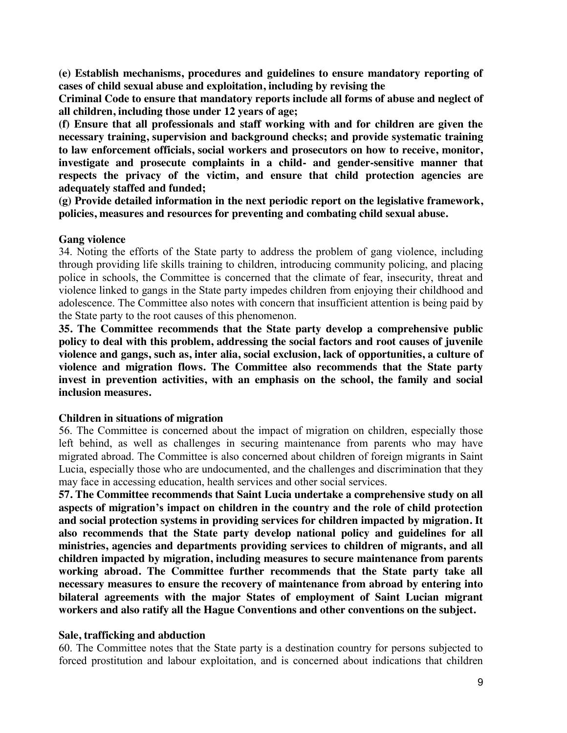**(e) Establish mechanisms, procedures and guidelines to ensure mandatory reporting of cases of child sexual abuse and exploitation, including by revising the Criminal Code to ensure that mandatory reports include all forms of abuse and neglect of all children, including those under 12 years of age;**

**(f) Ensure that all professionals and staff working with and for children are given the necessary training, supervision and background checks; and provide systematic training to law enforcement officials, social workers and prosecutors on how to receive, monitor, investigate and prosecute complaints in a child- and gender-sensitive manner that respects the privacy of the victim, and ensure that child protection agencies are adequately staffed and funded;**

**(g) Provide detailed information in the next periodic report on the legislative framework, policies, measures and resources for preventing and combating child sexual abuse.**

**Gang violence**

34. Noting the efforts of the State party to address the problem of gang violence, including through providing life skills training to children, introducing community policing, and placing police in schools, the Committee is concerned that the climate of fear, insecurity, threat and violence linked to gangs in the State party impedes children from enjoying their childhood and adolescence. The Committee also notes with concern that insufficient attention is being paid by the State party to the root causes of this phenomenon.

**35. The Committee recommends that the State party develop a comprehensive public policy to deal with this problem, addressing the social factors and root causes of juvenile violence and gangs, such as, inter alia, social exclusion, lack of opportunities, a culture of violence and migration flows. The Committee also recommends that the State party invest in prevention activities, with an emphasis on the school, the family and social inclusion measures.**

**Children in situations of migration**

56. The Committee is concerned about the impact of migration on children, especially those left behind, as well as challenges in securing maintenance from parents who may have migrated abroad. The Committee is also concerned about children of foreign migrants in Saint Lucia, especially those who are undocumented, and the challenges and discrimination that they may face in accessing education, health services and other social services.

**57. The Committee recommends that Saint Lucia undertake a comprehensive study on all aspects of migration's impact on children in the country and the role of child protection and social protection systems in providing services for children impacted by migration. It also recommends that the State party develop national policy and guidelines for all ministries, agencies and departments providing services to children of migrants, and all children impacted by migration, including measures to secure maintenance from parents working abroad. The Committee further recommends that the State party take all necessary measures to ensure the recovery of maintenance from abroad by entering into bilateral agreements with the major States of employment of Saint Lucian migrant workers and also ratify all the Hague Conventions and other conventions on the subject.**

**Sale, trafficking and abduction**

60. The Committee notes that the State party is a destination country for persons subjected to forced prostitution and labour exploitation, and is concerned about indications that children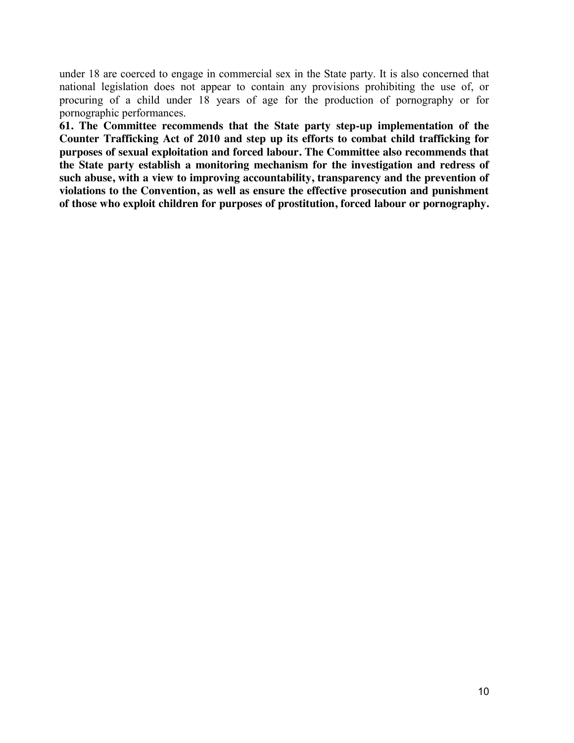under 18 are coerced to engage in commercial sex in the State party. It is also concerned that national legislation does not appear to contain any provisions prohibiting the use of, or procuring of a child under 18 years of age for the production of pornography or for pornographic performances.

**61. The Committee recommends that the State party step-up implementation of the Counter Trafficking Act of 2010 and step up its efforts to combat child trafficking for purposes of sexual exploitation and forced labour. The Committee also recommends that the State party establish a monitoring mechanism for the investigation and redress of such abuse, with a view to improving accountability, transparency and the prevention of violations to the Convention, as well as ensure the effective prosecution and punishment of those who exploit children for purposes of prostitution, forced labour or pornography.**